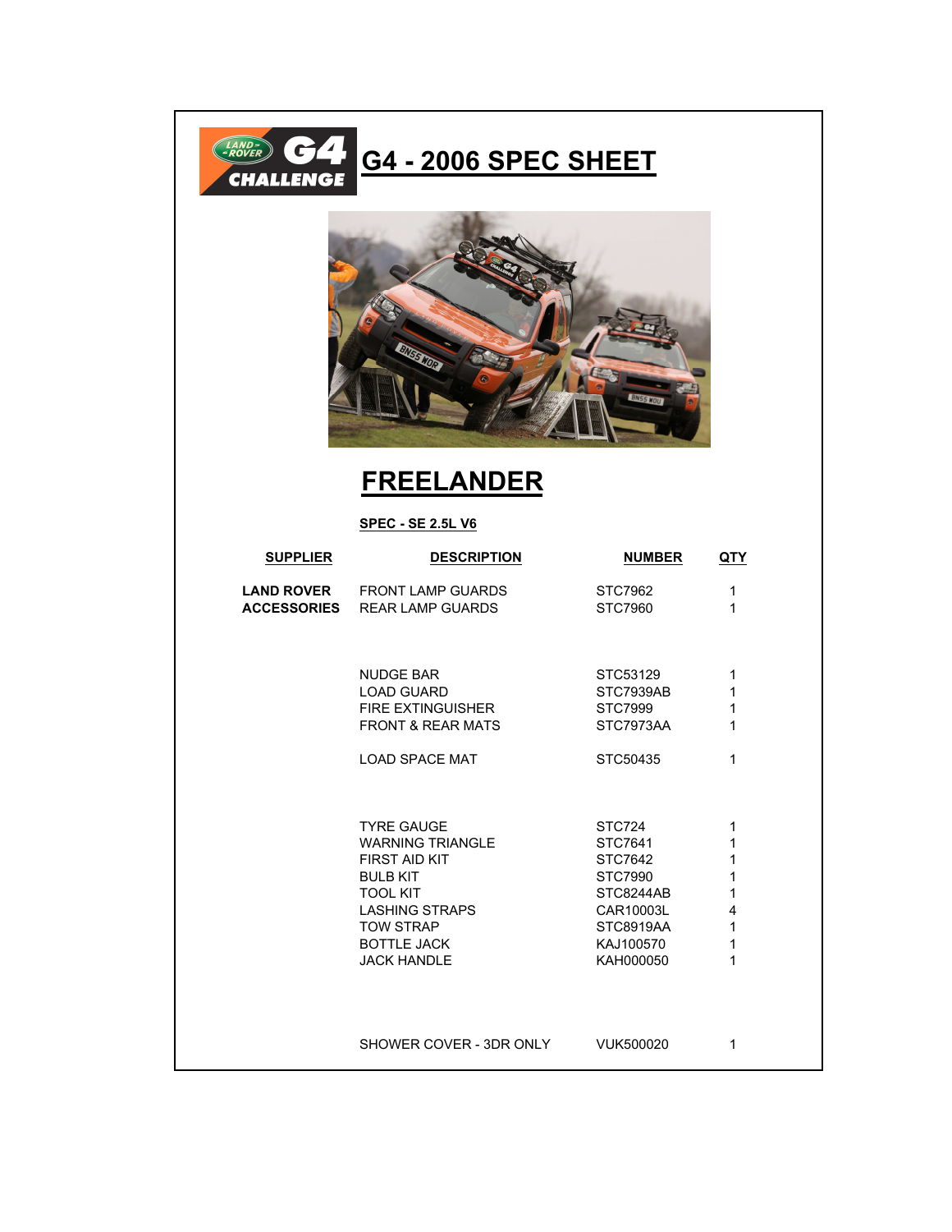# G4 - 2006 SPEC SHEET

## FREELANDER

**SPEC - SE 2.5L V6**

| SUPPLIER | DESCRIPTION | NUMBER | QTY |
|---|---|---|---|
| **LAND ROVER ACCESSORIES** | FRONT LAMP GUARDS | STC7962 | 1 |
| | REAR LAMP GUARDS | STC7960 | 1 |
| | NUDGE BAR | STC53129 | 1 |
| | LOAD GUARD | STC7939AB | 1 |
| | FIRE EXTINGUISHER | STC7999 | 1 |
| | FRONT & REAR MATS | STC7973AA | 1 |
| | LOAD SPACE MAT | STC50435 | 1 |
| | TYRE GAUGE | STC724 | 1 |
| | WARNING TRIANGLE | STC7641 | 1 |
| | FIRST AID KIT | STC7642 | 1 |
| | BULB KIT | STC7990 | 1 |
| | TOOL KIT | STC8244AB | 1 |
| | LASHING STRAPS | CAR10003L | 4 |
| | TOW STRAP | STC8919AA | 1 |
| | BOTTLE JACK | KAJ100570 | 1 |
| | JACK HANDLE | KAH000050 | 1 |
| | SHOWER COVER - 3DR ONLY | VUK500020 | 1 |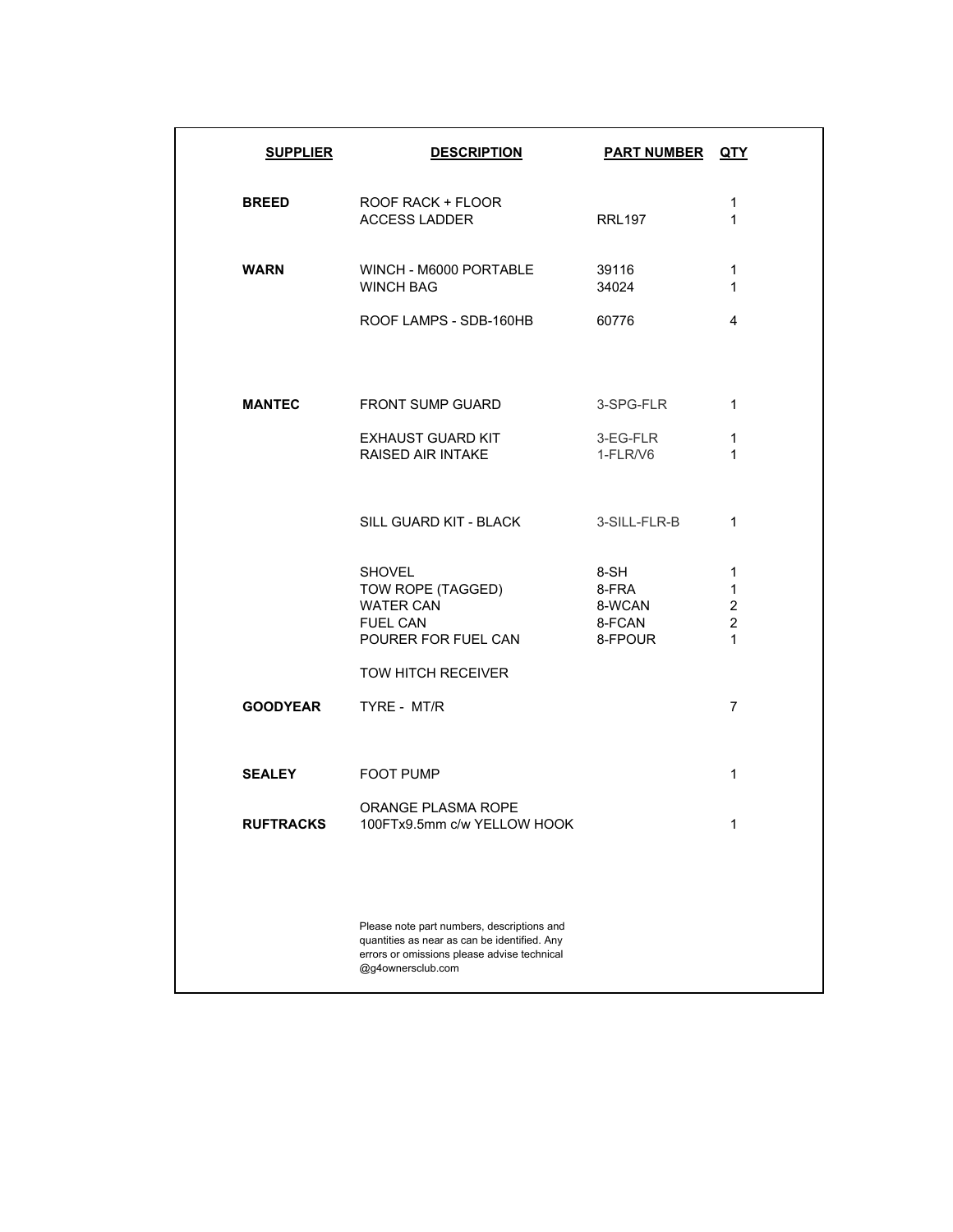| SUPPLIER | DESCRIPTION | PART NUMBER | QTY |
|---|---|---|---|
| **BREED** | ROOF RACK + FLOOR | | 1 |
| | ACCESS LADDER | RRL197 | 1 |
| **WARN** | WINCH - M6000 PORTABLE | 39116 | 1 |
| | WINCH BAG | 34024 | 1 |
| | ROOF LAMPS - SDB-160HB | 60776 | 4 |
| **MANTEC** | FRONT SUMP GUARD | 3-SPG-FLR | 1 |
| | EXHAUST GUARD KIT | 3-EG-FLR | 1 |
| | RAISED AIR INTAKE | 1-FLR/V6 | 1 |
| | SILL GUARD KIT - BLACK | 3-SILL-FLR-B | 1 |
| | SHOVEL | 8-SH | 1 |
| | TOW ROPE (TAGGED) | 8-FRA | 1 |
| | WATER CAN | 8-WCAN | 2 |
| | FUEL CAN | 8-FCAN | 2 |
| | POURER FOR FUEL CAN | 8-FPOUR | 1 |
| | TOW HITCH RECEIVER | | |
| **GOODYEAR** | TYRE - MT/R | | 7 |
| **SEALEY** | FOOT PUMP | | 1 |
| **RUFTRACKS** | ORANGE PLASMA ROPE 100FTx9.5mm c/w YELLOW HOOK | | 1 |

Please note part numbers, descriptions and quantities as near as can be identified. Any errors or omissions please advise technical @g4ownersclub.com